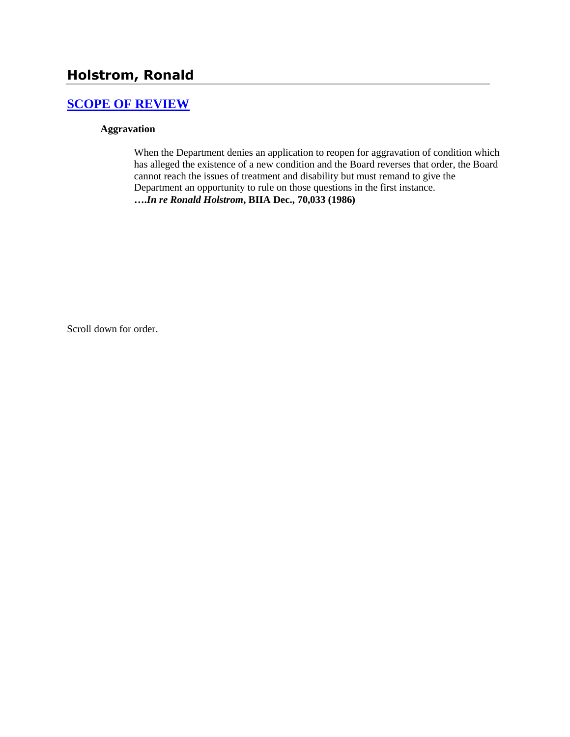# Holstrom, Ronald

## SCOPE OF REVIEW

**Aggravation**

When the Department denies an application to reopen for aggravation of condition which has alleged the existence of a new condition and the Board reverses that order, the Board cannot reach the issues of treatment and disability but must remand to give the Department an opportunity to rule on those questions in the first instance. ***….In re Ronald Holstrom*, BIIA Dec., 70,033 (1986)**

Scroll down for order.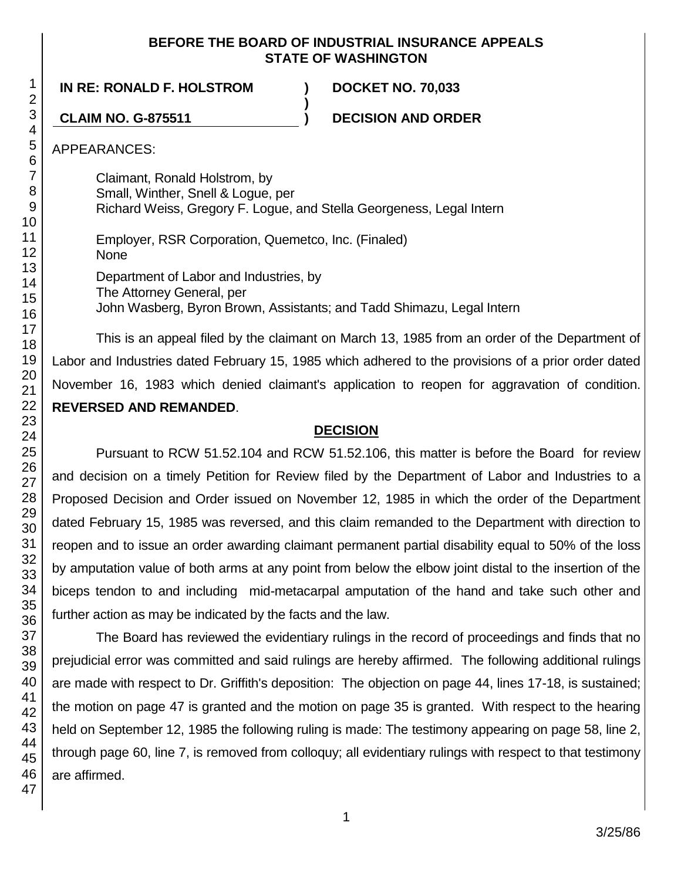**BEFORE THE BOARD OF INDUSTRIAL INSURANCE APPEALS**
**STATE OF WASHINGTON**

| | | |
|---|---|---|
| **IN RE: RONALD F. HOLSTROM** | **)** | **DOCKET NO. 70,033** |
| | **)** | |
| **CLAIM NO. G-875511** | **)** | **DECISION AND ORDER** |

APPEARANCES:

Claimant, Ronald Holstrom, by
Small, Winther, Snell & Logue, per
Richard Weiss, Gregory F. Logue, and Stella Georgeness, Legal Intern

Employer, RSR Corporation, Quemetco, Inc. (Finaled)
None

Department of Labor and Industries, by
The Attorney General, per
John Wasberg, Byron Brown, Assistants; and Tadd Shimazu, Legal Intern

This is an appeal filed by the claimant on March 13, 1985 from an order of the Department of Labor and Industries dated February 15, 1985 which adhered to the provisions of a prior order dated November 16, 1983 which denied claimant's application to reopen for aggravation of condition. **REVERSED AND REMANDED**.

## DECISION

Pursuant to RCW 51.52.104 and RCW 51.52.106, this matter is before the Board for review and decision on a timely Petition for Review filed by the Department of Labor and Industries to a Proposed Decision and Order issued on November 12, 1985 in which the order of the Department dated February 15, 1985 was reversed, and this claim remanded to the Department with direction to reopen and to issue an order awarding claimant permanent partial disability equal to 50% of the loss by amputation value of both arms at any point from below the elbow joint distal to the insertion of the biceps tendon to and including mid-metacarpal amputation of the hand and take such other and further action as may be indicated by the facts and the law.

The Board has reviewed the evidentiary rulings in the record of proceedings and finds that no prejudicial error was committed and said rulings are hereby affirmed. The following additional rulings are made with respect to Dr. Griffith's deposition: The objection on page 44, lines 17-18, is sustained; the motion on page 47 is granted and the motion on page 35 is granted. With respect to the hearing held on September 12, 1985 the following ruling is made: The testimony appearing on page 58, line 2, through page 60, line 7, is removed from colloquy; all evidentiary rulings with respect to that testimony are affirmed.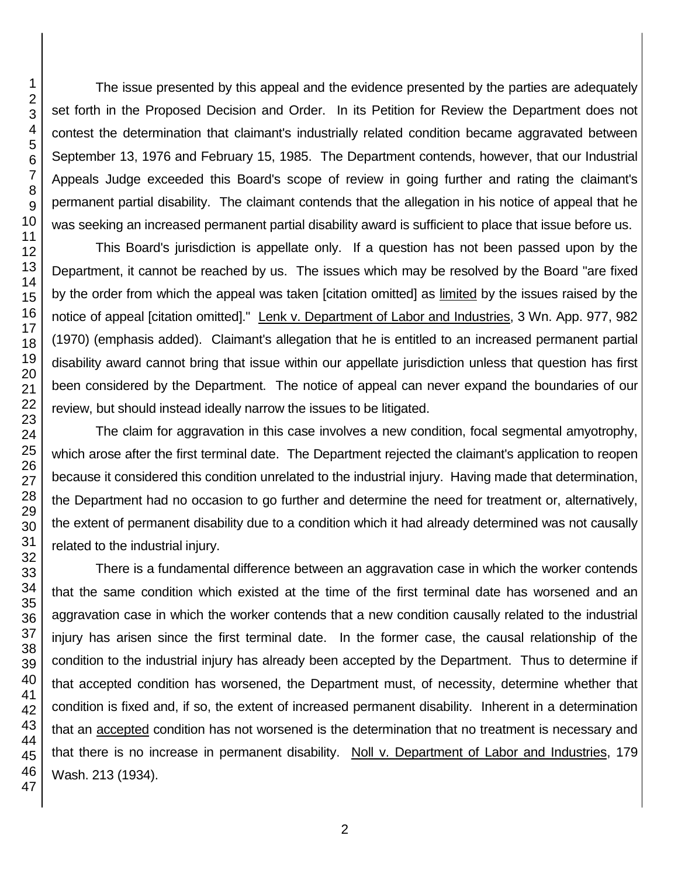The issue presented by this appeal and the evidence presented by the parties are adequately set forth in the Proposed Decision and Order. In its Petition for Review the Department does not contest the determination that claimant's industrially related condition became aggravated between September 13, 1976 and February 15, 1985. The Department contends, however, that our Industrial Appeals Judge exceeded this Board's scope of review in going further and rating the claimant's permanent partial disability. The claimant contends that the allegation in his notice of appeal that he was seeking an increased permanent partial disability award is sufficient to place that issue before us.

This Board's jurisdiction is appellate only. If a question has not been passed upon by the Department, it cannot be reached by us. The issues which may be resolved by the Board "are fixed by the order from which the appeal was taken [citation omitted] as limited by the issues raised by the notice of appeal [citation omitted]." Lenk v. Department of Labor and Industries, 3 Wn. App. 977, 982 (1970) (emphasis added). Claimant's allegation that he is entitled to an increased permanent partial disability award cannot bring that issue within our appellate jurisdiction unless that question has first been considered by the Department. The notice of appeal can never expand the boundaries of our review, but should instead ideally narrow the issues to be litigated.

The claim for aggravation in this case involves a new condition, focal segmental amyotrophy, which arose after the first terminal date. The Department rejected the claimant's application to reopen because it considered this condition unrelated to the industrial injury. Having made that determination, the Department had no occasion to go further and determine the need for treatment or, alternatively, the extent of permanent disability due to a condition which it had already determined was not causally related to the industrial injury.

There is a fundamental difference between an aggravation case in which the worker contends that the same condition which existed at the time of the first terminal date has worsened and an aggravation case in which the worker contends that a new condition causally related to the industrial injury has arisen since the first terminal date. In the former case, the causal relationship of the condition to the industrial injury has already been accepted by the Department. Thus to determine if that accepted condition has worsened, the Department must, of necessity, determine whether that condition is fixed and, if so, the extent of increased permanent disability. Inherent in a determination that an accepted condition has not worsened is the determination that no treatment is necessary and that there is no increase in permanent disability. Noll v. Department of Labor and Industries, 179 Wash. 213 (1934).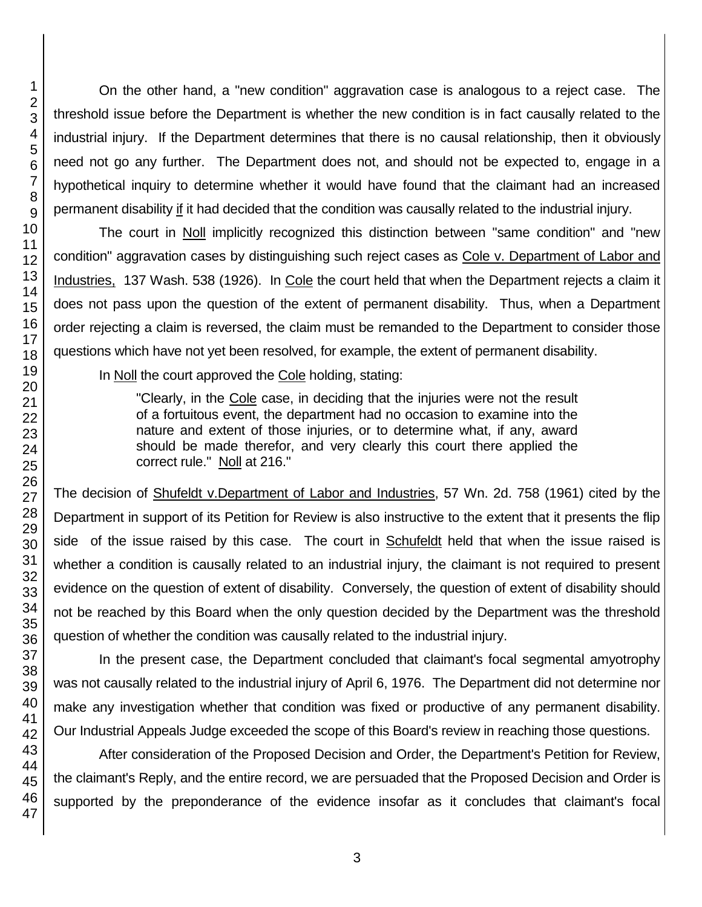On the other hand, a "new condition" aggravation case is analogous to a reject case. The threshold issue before the Department is whether the new condition is in fact causally related to the industrial injury. If the Department determines that there is no causal relationship, then it obviously need not go any further. The Department does not, and should not be expected to, engage in a hypothetical inquiry to determine whether it would have found that the claimant had an increased permanent disability <u>if</u> it had decided that the condition was causally related to the industrial injury.

The court in <u>Noll</u> implicitly recognized this distinction between "same condition" and "new condition" aggravation cases by distinguishing such reject cases as <u>Cole v. Department of Labor and Industries,</u> 137 Wash. 538 (1926). In <u>Cole</u> the court held that when the Department rejects a claim it does not pass upon the question of the extent of permanent disability. Thus, when a Department order rejecting a claim is reversed, the claim must be remanded to the Department to consider those questions which have not yet been resolved, for example, the extent of permanent disability.

In <u>Noll</u> the court approved the <u>Cole</u> holding, stating:

> "Clearly, in the <u>Cole</u> case, in deciding that the injuries were not the result of a fortuitous event, the department had no occasion to examine into the nature and extent of those injuries, or to determine what, if any, award should be made therefor, and very clearly this court there applied the correct rule." <u>Noll</u> at 216."

The decision of <u>Shufeldt v.Department of Labor and Industries</u>, 57 Wn. 2d. 758 (1961) cited by the Department in support of its Petition for Review is also instructive to the extent that it presents the flip side of the issue raised by this case. The court in <u>Schufeldt</u> held that when the issue raised is whether a condition is causally related to an industrial injury, the claimant is not required to present evidence on the question of extent of disability. Conversely, the question of extent of disability should not be reached by this Board when the only question decided by the Department was the threshold question of whether the condition was causally related to the industrial injury.

In the present case, the Department concluded that claimant's focal segmental amyotrophy was not causally related to the industrial injury of April 6, 1976. The Department did not determine nor make any investigation whether that condition was fixed or productive of any permanent disability. Our Industrial Appeals Judge exceeded the scope of this Board's review in reaching those questions.

After consideration of the Proposed Decision and Order, the Department's Petition for Review, the claimant's Reply, and the entire record, we are persuaded that the Proposed Decision and Order is supported by the preponderance of the evidence insofar as it concludes that claimant's focal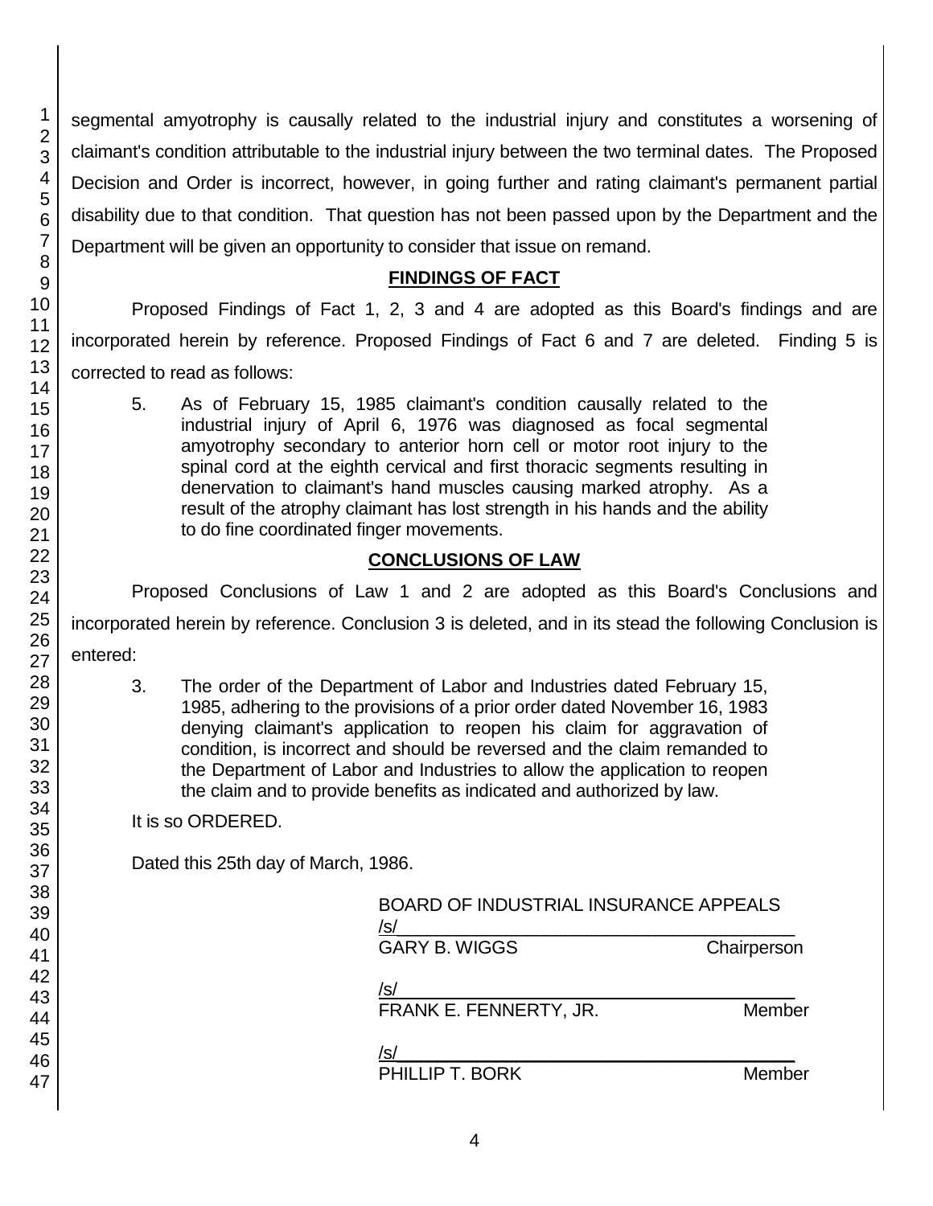segmental amyotrophy is causally related to the industrial injury and constitutes a worsening of claimant's condition attributable to the industrial injury between the two terminal dates. The Proposed Decision and Order is incorrect, however, in going further and rating claimant's permanent partial disability due to that condition. That question has not been passed upon by the Department and the Department will be given an opportunity to consider that issue on remand.

## FINDINGS OF FACT

Proposed Findings of Fact 1, 2, 3 and 4 are adopted as this Board's findings and are incorporated herein by reference. Proposed Findings of Fact 6 and 7 are deleted. Finding 5 is corrected to read as follows:

5. As of February 15, 1985 claimant's condition causally related to the industrial injury of April 6, 1976 was diagnosed as focal segmental amyotrophy secondary to anterior horn cell or motor root injury to the spinal cord at the eighth cervical and first thoracic segments resulting in denervation to claimant's hand muscles causing marked atrophy. As a result of the atrophy claimant has lost strength in his hands and the ability to do fine coordinated finger movements.

## CONCLUSIONS OF LAW

Proposed Conclusions of Law 1 and 2 are adopted as this Board's Conclusions and incorporated herein by reference. Conclusion 3 is deleted, and in its stead the following Conclusion is entered:

3. The order of the Department of Labor and Industries dated February 15, 1985, adhering to the provisions of a prior order dated November 16, 1983 denying claimant's application to reopen his claim for aggravation of condition, is incorrect and should be reversed and the claim remanded to the Department of Labor and Industries to allow the application to reopen the claim and to provide benefits as indicated and authorized by law.

It is so ORDERED.

Dated this 25th day of March, 1986.

BOARD OF INDUSTRIAL INSURANCE APPEALS

/s/
GARY B. WIGGS — Chairperson

/s/
FRANK E. FENNERTY, JR. — Member

/s/
PHILLIP T. BORK — Member